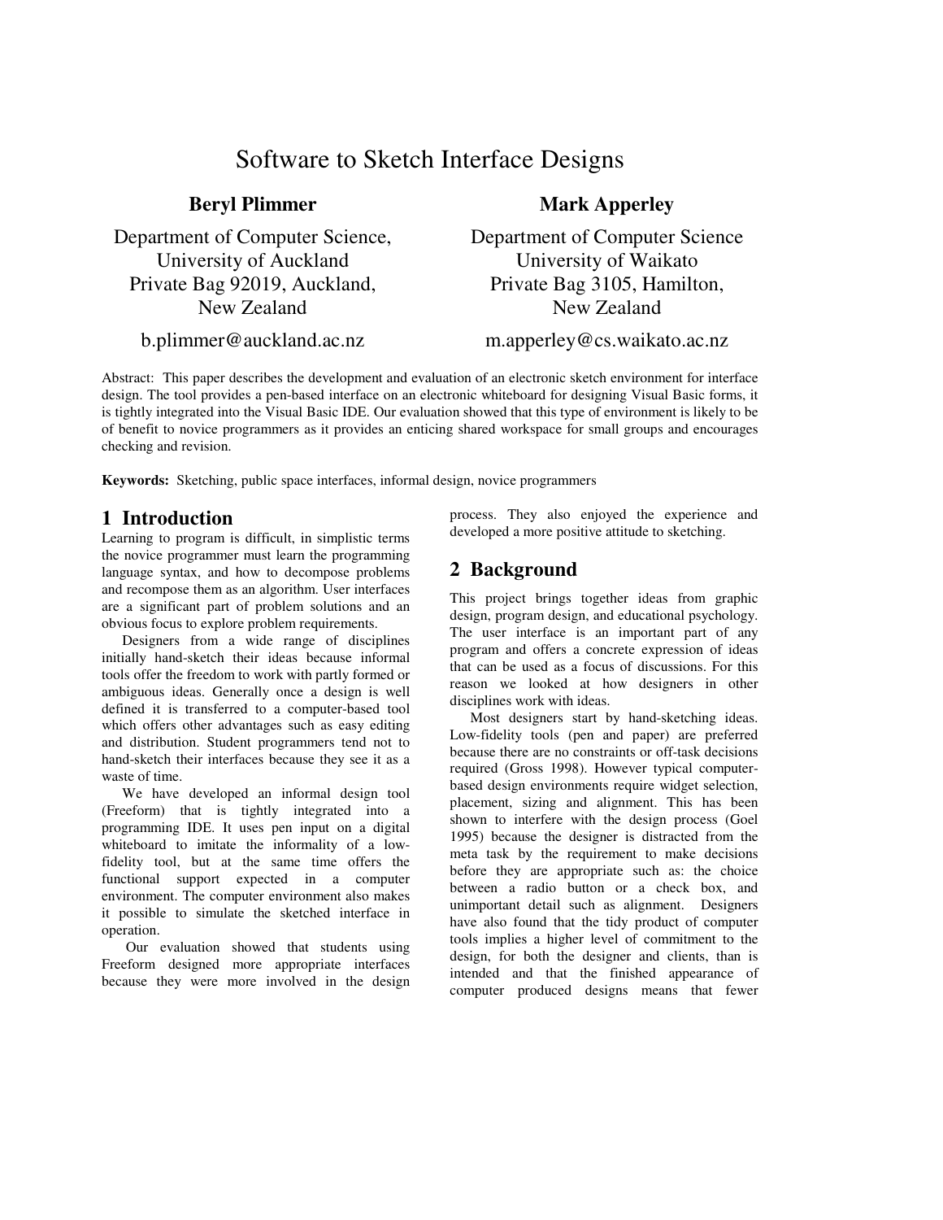# Software to Sketch Interface Designs

**Beryl Plimmer**

Department of Computer Science,
University of Auckland
Private Bag 92019, Auckland,
New Zealand

b.plimmer@auckland.ac.nz

**Mark Apperley**

Department of Computer Science
University of Waikato
Private Bag 3105, Hamilton,
New Zealand

m.apperley@cs.waikato.ac.nz

Abstract: This paper describes the development and evaluation of an electronic sketch environment for interface design. The tool provides a pen-based interface on an electronic whiteboard for designing Visual Basic forms, it is tightly integrated into the Visual Basic IDE. Our evaluation showed that this type of environment is likely to be of benefit to novice programmers as it provides an enticing shared workspace for small groups and encourages checking and revision.

**Keywords:** Sketching, public space interfaces, informal design, novice programmers

## 1 Introduction

Learning to program is difficult, in simplistic terms the novice programmer must learn the programming language syntax, and how to decompose problems and recompose them as an algorithm. User interfaces are a significant part of problem solutions and an obvious focus to explore problem requirements.

Designers from a wide range of disciplines initially hand-sketch their ideas because informal tools offer the freedom to work with partly formed or ambiguous ideas. Generally once a design is well defined it is transferred to a computer-based tool which offers other advantages such as easy editing and distribution. Student programmers tend not to hand-sketch their interfaces because they see it as a waste of time.

We have developed an informal design tool (Freeform) that is tightly integrated into a programming IDE. It uses pen input on a digital whiteboard to imitate the informality of a low-fidelity tool, but at the same time offers the functional support expected in a computer environment. The computer environment also makes it possible to simulate the sketched interface in operation.

Our evaluation showed that students using Freeform designed more appropriate interfaces because they were more involved in the design process. They also enjoyed the experience and developed a more positive attitude to sketching.

## 2 Background

This project brings together ideas from graphic design, program design, and educational psychology. The user interface is an important part of any program and offers a concrete expression of ideas that can be used as a focus of discussions. For this reason we looked at how designers in other disciplines work with ideas.

Most designers start by hand-sketching ideas. Low-fidelity tools (pen and paper) are preferred because there are no constraints or off-task decisions required (Gross 1998). However typical computer-based design environments require widget selection, placement, sizing and alignment. This has been shown to interfere with the design process (Goel 1995) because the designer is distracted from the meta task by the requirement to make decisions before they are appropriate such as: the choice between a radio button or a check box, and unimportant detail such as alignment. Designers have also found that the tidy product of computer tools implies a higher level of commitment to the design, for both the designer and clients, than is intended and that the finished appearance of computer produced designs means that fewer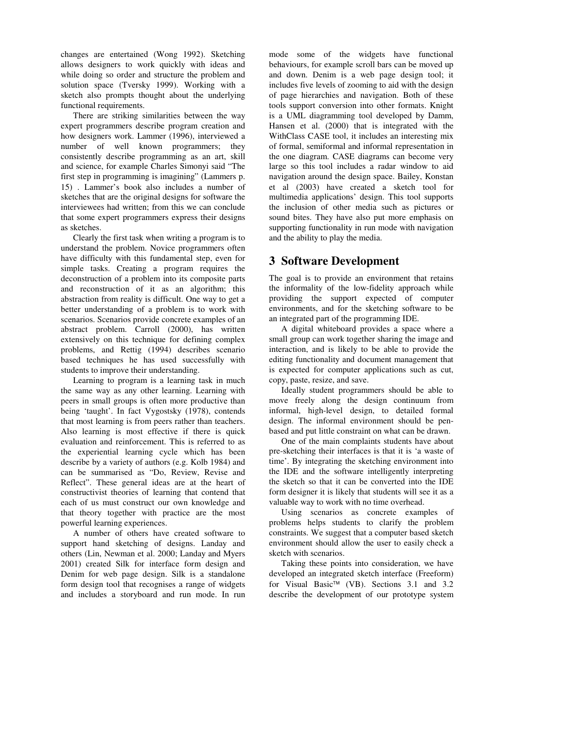changes are entertained (Wong 1992). Sketching allows designers to work quickly with ideas and while doing so order and structure the problem and solution space (Tversky 1999). Working with a sketch also prompts thought about the underlying functional requirements.

There are striking similarities between the way expert programmers describe program creation and how designers work. Lammer (1996), interviewed a number of well known programmers; they consistently describe programming as an art, skill and science, for example Charles Simonyi said "The first step in programming is imagining" (Lammers p. 15) . Lammer's book also includes a number of sketches that are the original designs for software the interviewees had written; from this we can conclude that some expert programmers express their designs as sketches.

Clearly the first task when writing a program is to understand the problem. Novice programmers often have difficulty with this fundamental step, even for simple tasks. Creating a program requires the deconstruction of a problem into its composite parts and reconstruction of it as an algorithm; this abstraction from reality is difficult. One way to get a better understanding of a problem is to work with scenarios. Scenarios provide concrete examples of an abstract problem. Carroll (2000), has written extensively on this technique for defining complex problems, and Rettig (1994) describes scenario based techniques he has used successfully with students to improve their understanding.

Learning to program is a learning task in much the same way as any other learning. Learning with peers in small groups is often more productive than being 'taught'. In fact Vygostsky (1978), contends that most learning is from peers rather than teachers. Also learning is most effective if there is quick evaluation and reinforcement. This is referred to as the experiential learning cycle which has been describe by a variety of authors (e.g. Kolb 1984) and can be summarised as "Do, Review, Revise and Reflect". These general ideas are at the heart of constructivist theories of learning that contend that each of us must construct our own knowledge and that theory together with practice are the most powerful learning experiences.

A number of others have created software to support hand sketching of designs. Landay and others (Lin, Newman et al. 2000; Landay and Myers 2001) created Silk for interface form design and Denim for web page design. Silk is a standalone form design tool that recognises a range of widgets and includes a storyboard and run mode. In run mode some of the widgets have functional behaviours, for example scroll bars can be moved up and down. Denim is a web page design tool; it includes five levels of zooming to aid with the design of page hierarchies and navigation. Both of these tools support conversion into other formats. Knight is a UML diagramming tool developed by Damm, Hansen et al. (2000) that is integrated with the WithClass CASE tool, it includes an interesting mix of formal, semiformal and informal representation in the one diagram. CASE diagrams can become very large so this tool includes a radar window to aid navigation around the design space. Bailey, Konstan et al (2003) have created a sketch tool for multimedia applications' design. This tool supports the inclusion of other media such as pictures or sound bites. They have also put more emphasis on supporting functionality in run mode with navigation and the ability to play the media.

## 3 Software Development

The goal is to provide an environment that retains the informality of the low-fidelity approach while providing the support expected of computer environments, and for the sketching software to be an integrated part of the programming IDE.

A digital whiteboard provides a space where a small group can work together sharing the image and interaction, and is likely to be able to provide the editing functionality and document management that is expected for computer applications such as cut, copy, paste, resize, and save.

Ideally student programmers should be able to move freely along the design continuum from informal, high-level design, to detailed formal design. The informal environment should be pen-based and put little constraint on what can be drawn.

One of the main complaints students have about pre-sketching their interfaces is that it is 'a waste of time'. By integrating the sketching environment into the IDE and the software intelligently interpreting the sketch so that it can be converted into the IDE form designer it is likely that students will see it as a valuable way to work with no time overhead.

Using scenarios as concrete examples of problems helps students to clarify the problem constraints. We suggest that a computer based sketch environment should allow the user to easily check a sketch with scenarios.

Taking these points into consideration, we have developed an integrated sketch interface (Freeform) for Visual Basic™ (VB). Sections 3.1 and 3.2 describe the development of our prototype system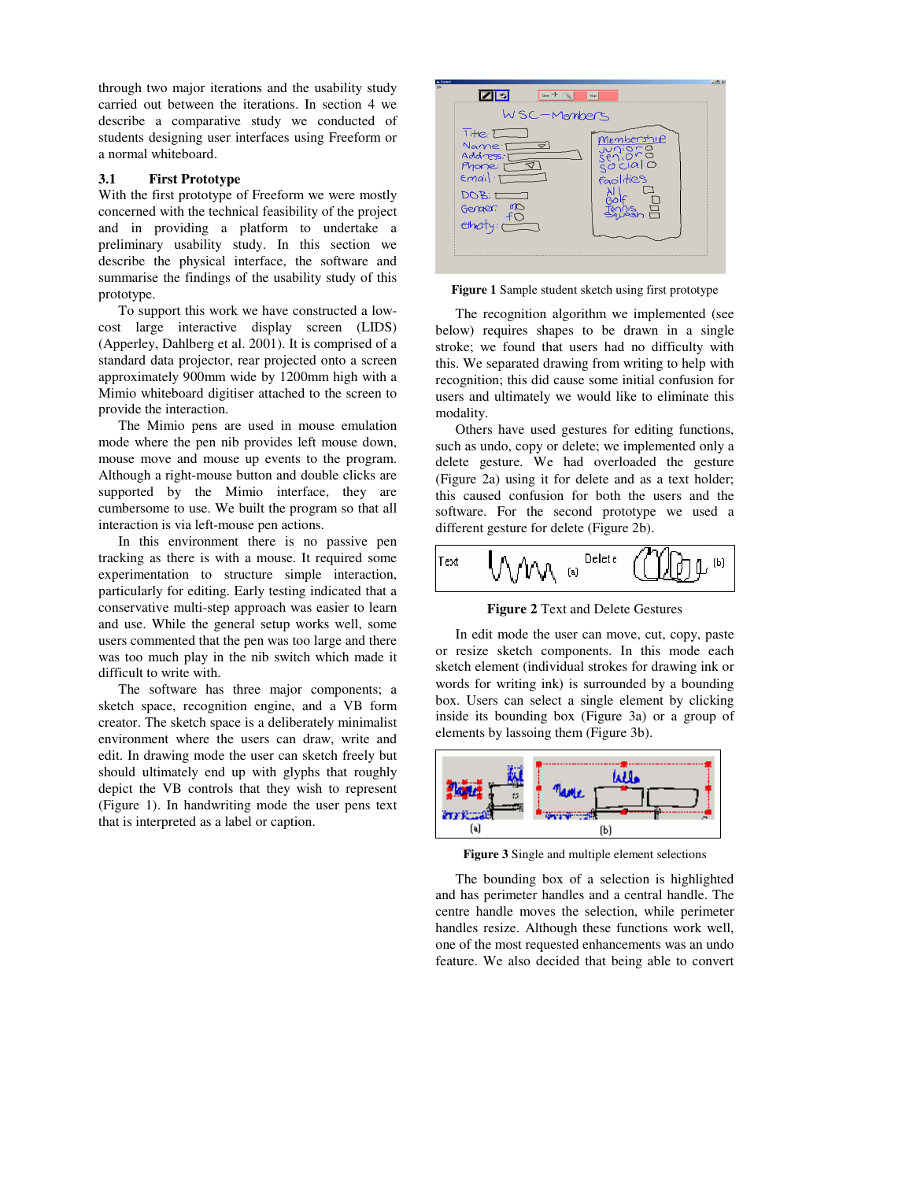through two major iterations and the usability study carried out between the iterations. In section 4 we describe a comparative study we conducted of students designing user interfaces using Freeform or a normal whiteboard.

### 3.1 First Prototype

With the first prototype of Freeform we were mostly concerned with the technical feasibility of the project and in providing a platform to undertake a preliminary usability study. In this section we describe the physical interface, the software and summarise the findings of the usability study of this prototype.

To support this work we have constructed a low-cost large interactive display screen (LIDS) (Apperley, Dahlberg et al. 2001). It is comprised of a standard data projector, rear projected onto a screen approximately 900mm wide by 1200mm high with a Mimio whiteboard digitiser attached to the screen to provide the interaction.

The Mimio pens are used in mouse emulation mode where the pen nib provides left mouse down, mouse move and mouse up events to the program. Although a right-mouse button and double clicks are supported by the Mimio interface, they are cumbersome to use. We built the program so that all interaction is via left-mouse pen actions.

In this environment there is no passive pen tracking as there is with a mouse. It required some experimentation to structure simple interaction, particularly for editing. Early testing indicated that a conservative multi-step approach was easier to learn and use. While the general setup works well, some users commented that the pen was too large and there was too much play in the nib switch which made it difficult to write with.

The software has three major components; a sketch space, recognition engine, and a VB form creator. The sketch space is a deliberately minimalist environment where the users can draw, write and edit. In drawing mode the user can sketch freely but should ultimately end up with glyphs that roughly depict the VB controls that they wish to represent (Figure 1). In handwriting mode the user pens text that is interpreted as a label or caption.

**Figure 1** Sample student sketch using first prototype

The recognition algorithm we implemented (see below) requires shapes to be drawn in a single stroke; we found that users had no difficulty with this. We separated drawing from writing to help with recognition; this did cause some initial confusion for users and ultimately we would like to eliminate this modality.

Others have used gestures for editing functions, such as undo, copy or delete; we implemented only a delete gesture. We had overloaded the gesture (Figure 2a) using it for delete and as a text holder; this caused confusion for both the users and the software. For the second prototype we used a different gesture for delete (Figure 2b).

**Figure 2** Text and Delete Gestures

In edit mode the user can move, cut, copy, paste or resize sketch components. In this mode each sketch element (individual strokes for drawing ink or words for writing ink) is surrounded by a bounding box. Users can select a single element by clicking inside its bounding box (Figure 3a) or a group of elements by lassoing them (Figure 3b).

**Figure 3** Single and multiple element selections

The bounding box of a selection is highlighted and has perimeter handles and a central handle. The centre handle moves the selection, while perimeter handles resize. Although these functions work well, one of the most requested enhancements was an undo feature. We also decided that being able to convert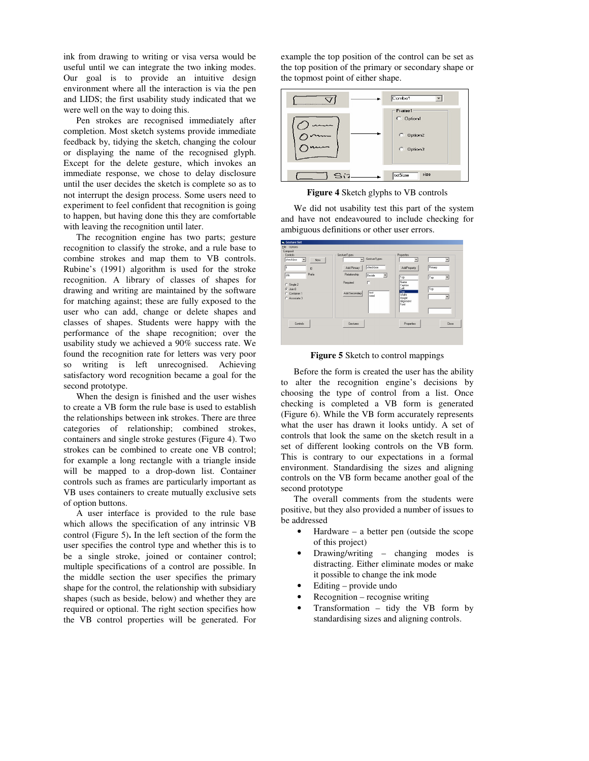ink from drawing to writing or visa versa would be useful until we can integrate the two inking modes. Our goal is to provide an intuitive design environment where all the interaction is via the pen and LIDS; the first usability study indicated that we were well on the way to doing this.

Pen strokes are recognised immediately after completion. Most sketch systems provide immediate feedback by, tidying the sketch, changing the colour or displaying the name of the recognised glyph. Except for the delete gesture, which invokes an immediate response, we chose to delay disclosure until the user decides the sketch is complete so as to not interrupt the design process. Some users need to experiment to feel confident that recognition is going to happen, but having done this they are comfortable with leaving the recognition until later.

The recognition engine has two parts; gesture recognition to classify the stroke, and a rule base to combine strokes and map them to VB controls. Rubine's (1991) algorithm is used for the stroke recognition. A library of classes of shapes for drawing and writing are maintained by the software for matching against; these are fully exposed to the user who can add, change or delete shapes and classes of shapes. Students were happy with the performance of the shape recognition; over the usability study we achieved a 90% success rate. We found the recognition rate for letters was very poor so writing is left unrecognised. Achieving satisfactory word recognition became a goal for the second prototype.

When the design is finished and the user wishes to create a VB form the rule base is used to establish the relationships between ink strokes. There are three categories of relationship; combined strokes, containers and single stroke gestures (Figure 4). Two strokes can be combined to create one VB control; for example a long rectangle with a triangle inside will be mapped to a drop-down list. Container controls such as frames are particularly important as VB uses containers to create mutually exclusive sets of option buttons.

A user interface is provided to the rule base which allows the specification of any intrinsic VB control (Figure 5). In the left section of the form the user specifies the control type and whether this is to be a single stroke, joined or container control; multiple specifications of a control are possible. In the middle section the user specifies the primary shape for the control, the relationship with subsidiary shapes (such as beside, below) and whether they are required or optional. The right section specifies how the VB control properties will be generated. For example the top position of the control can be set as the top position of the primary or secondary shape or the topmost point of either shape.

**Figure 4** Sketch glyphs to VB controls

We did not usability test this part of the system and have not endeavoured to include checking for ambiguous definitions or other user errors.

**Figure 5** Sketch to control mappings

Before the form is created the user has the ability to alter the recognition engine's decisions by choosing the type of control from a list. Once checking is completed a VB form is generated (Figure 6). While the VB form accurately represents what the user has drawn it looks untidy. A set of controls that look the same on the sketch result in a set of different looking controls on the VB form. This is contrary to our expectations in a formal environment. Standardising the sizes and aligning controls on the VB form became another goal of the second prototype

The overall comments from the students were positive, but they also provided a number of issues to be addressed

- Hardware – a better pen (outside the scope of this project)
- Drawing/writing – changing modes is distracting. Either eliminate modes or make it possible to change the ink mode
- Editing – provide undo
- Recognition – recognise writing
- Transformation – tidy the VB form by standardising sizes and aligning controls.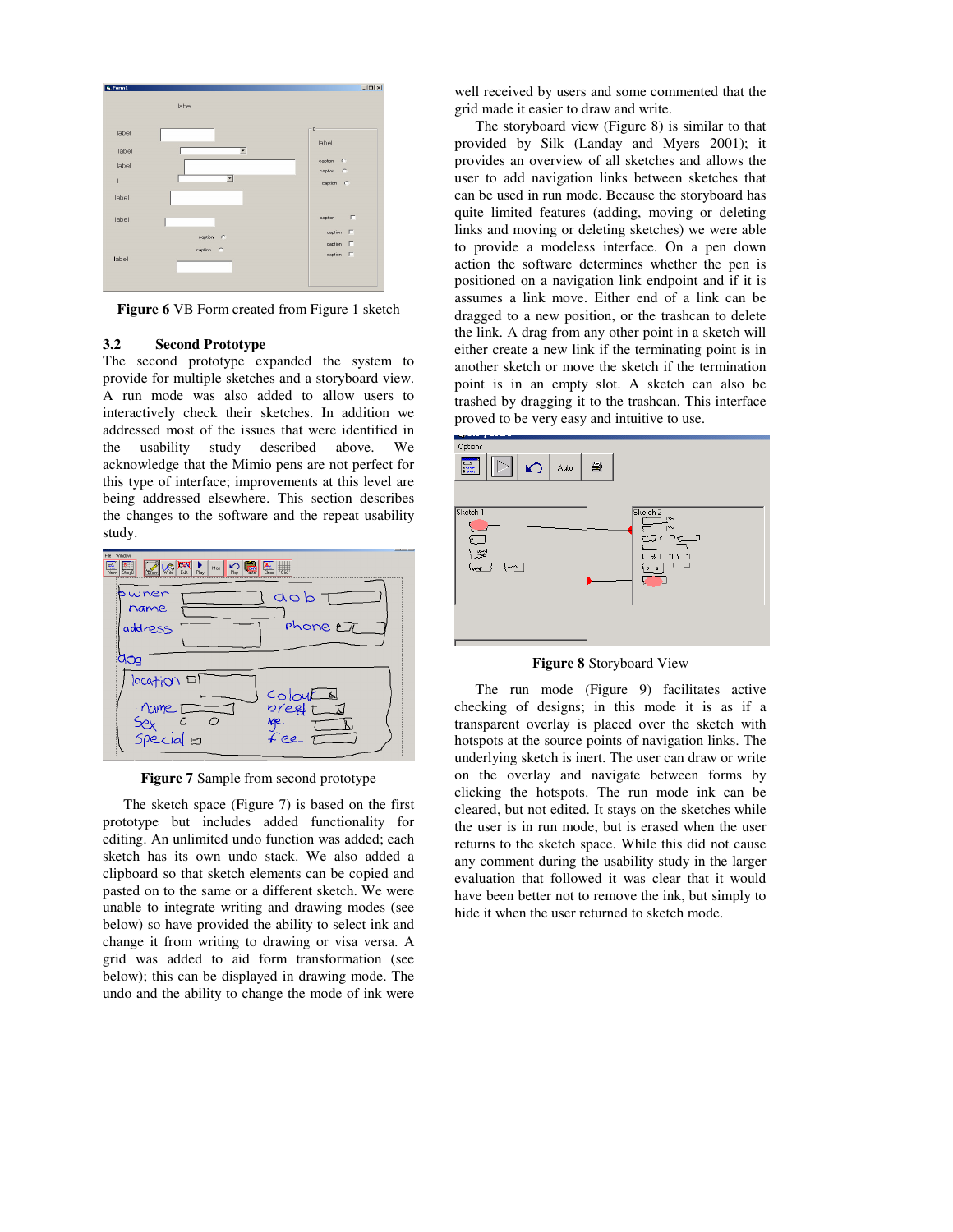Figure 6 VB Form created from Figure 1 sketch

### 3.2 Second Prototype

The second prototype expanded the system to provide for multiple sketches and a storyboard view. A run mode was also added to allow users to interactively check their sketches. In addition we addressed most of the issues that were identified in the usability study described above. We acknowledge that the Mimio pens are not perfect for this type of interface; improvements at this level are being addressed elsewhere. This section describes the changes to the software and the repeat usability study.

Figure 7 Sample from second prototype

The sketch space (Figure 7) is based on the first prototype but includes added functionality for editing. An unlimited undo function was added; each sketch has its own undo stack. We also added a clipboard so that sketch elements can be copied and pasted on to the same or a different sketch. We were unable to integrate writing and drawing modes (see below) so have provided the ability to select ink and change it from writing to drawing or visa versa. A grid was added to aid form transformation (see below); this can be displayed in drawing mode. The undo and the ability to change the mode of ink were well received by users and some commented that the grid made it easier to draw and write.

The storyboard view (Figure 8) is similar to that provided by Silk (Landay and Myers 2001); it provides an overview of all sketches and allows the user to add navigation links between sketches that can be used in run mode. Because the storyboard has quite limited features (adding, moving or deleting links and moving or deleting sketches) we were able to provide a modeless interface. On a pen down action the software determines whether the pen is positioned on a navigation link endpoint and if it is assumes a link move. Either end of a link can be dragged to a new position, or the trashcan to delete the link. A drag from any other point in a sketch will either create a new link if the terminating point is in another sketch or move the sketch if the termination point is in an empty slot. A sketch can also be trashed by dragging it to the trashcan. This interface proved to be very easy and intuitive to use.

Figure 8 Storyboard View

The run mode (Figure 9) facilitates active checking of designs; in this mode it is as if a transparent overlay is placed over the sketch with hotspots at the source points of navigation links. The underlying sketch is inert. The user can draw or write on the overlay and navigate between forms by clicking the hotspots. The run mode ink can be cleared, but not edited. It stays on the sketches while the user is in run mode, but is erased when the user returns to the sketch space. While this did not cause any comment during the usability study in the larger evaluation that followed it was clear that it would have been better not to remove the ink, but simply to hide it when the user returned to sketch mode.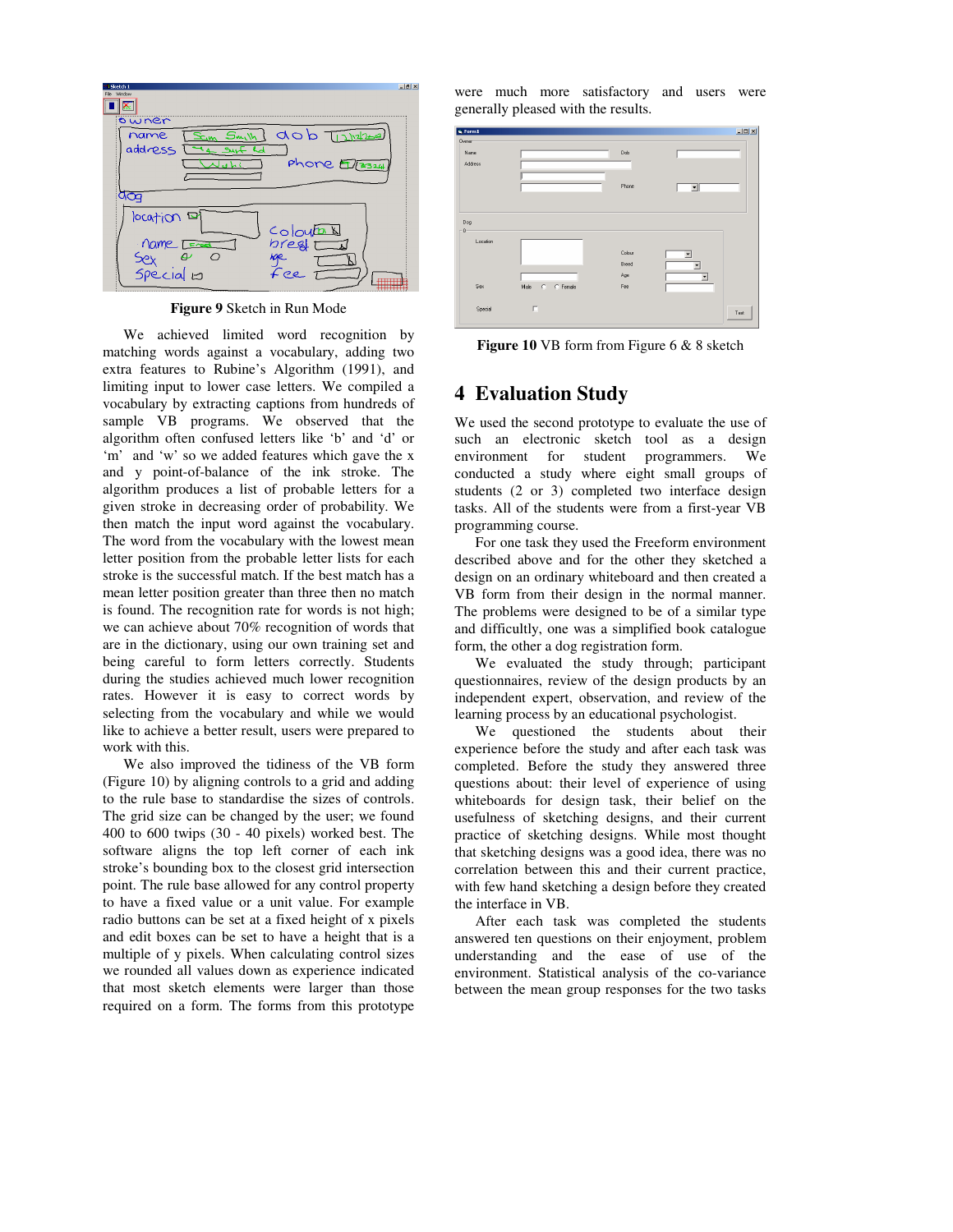Figure 9 Sketch in Run Mode

We achieved limited word recognition by matching words against a vocabulary, adding two extra features to Rubine's Algorithm (1991), and limiting input to lower case letters. We compiled a vocabulary by extracting captions from hundreds of sample VB programs. We observed that the algorithm often confused letters like 'b' and 'd' or 'm' and 'w' so we added features which gave the x and y point-of-balance of the ink stroke. The algorithm produces a list of probable letters for a given stroke in decreasing order of probability. We then match the input word against the vocabulary. The word from the vocabulary with the lowest mean letter position from the probable letter lists for each stroke is the successful match. If the best match has a mean letter position greater than three then no match is found. The recognition rate for words is not high; we can achieve about 70% recognition of words that are in the dictionary, using our own training set and being careful to form letters correctly. Students during the studies achieved much lower recognition rates. However it is easy to correct words by selecting from the vocabulary and while we would like to achieve a better result, users were prepared to work with this.

We also improved the tidiness of the VB form (Figure 10) by aligning controls to a grid and adding to the rule base to standardise the sizes of controls. The grid size can be changed by the user; we found 400 to 600 twips (30 - 40 pixels) worked best. The software aligns the top left corner of each ink stroke's bounding box to the closest grid intersection point. The rule base allowed for any control property to have a fixed value or a unit value. For example radio buttons can be set at a fixed height of x pixels and edit boxes can be set to have a height that is a multiple of y pixels. When calculating control sizes we rounded all values down as experience indicated that most sketch elements were larger than those required on a form. The forms from this prototype were much more satisfactory and users were generally pleased with the results.

Figure 10 VB form from Figure 6 & 8 sketch

## 4 Evaluation Study

We used the second prototype to evaluate the use of such an electronic sketch tool as a design environment for student programmers. We conducted a study where eight small groups of students (2 or 3) completed two interface design tasks. All of the students were from a first-year VB programming course.

For one task they used the Freeform environment described above and for the other they sketched a design on an ordinary whiteboard and then created a VB form from their design in the normal manner. The problems were designed to be of a similar type and difficulty, one was a simplified book catalogue form, the other a dog registration form.

We evaluated the study through; participant questionnaires, review of the design products by an independent expert, observation, and review of the learning process by an educational psychologist.

We questioned the students about their experience before the study and after each task was completed. Before the study they answered three questions about: their level of experience of using whiteboards for design task, their belief on the usefulness of sketching designs, and their current practice of sketching designs. While most thought that sketching designs was a good idea, there was no correlation between this and their current practice, with few hand sketching a design before they created the interface in VB.

After each task was completed the students answered ten questions on their enjoyment, problem understanding and the ease of use of the environment. Statistical analysis of the co-variance between the mean group responses for the two tasks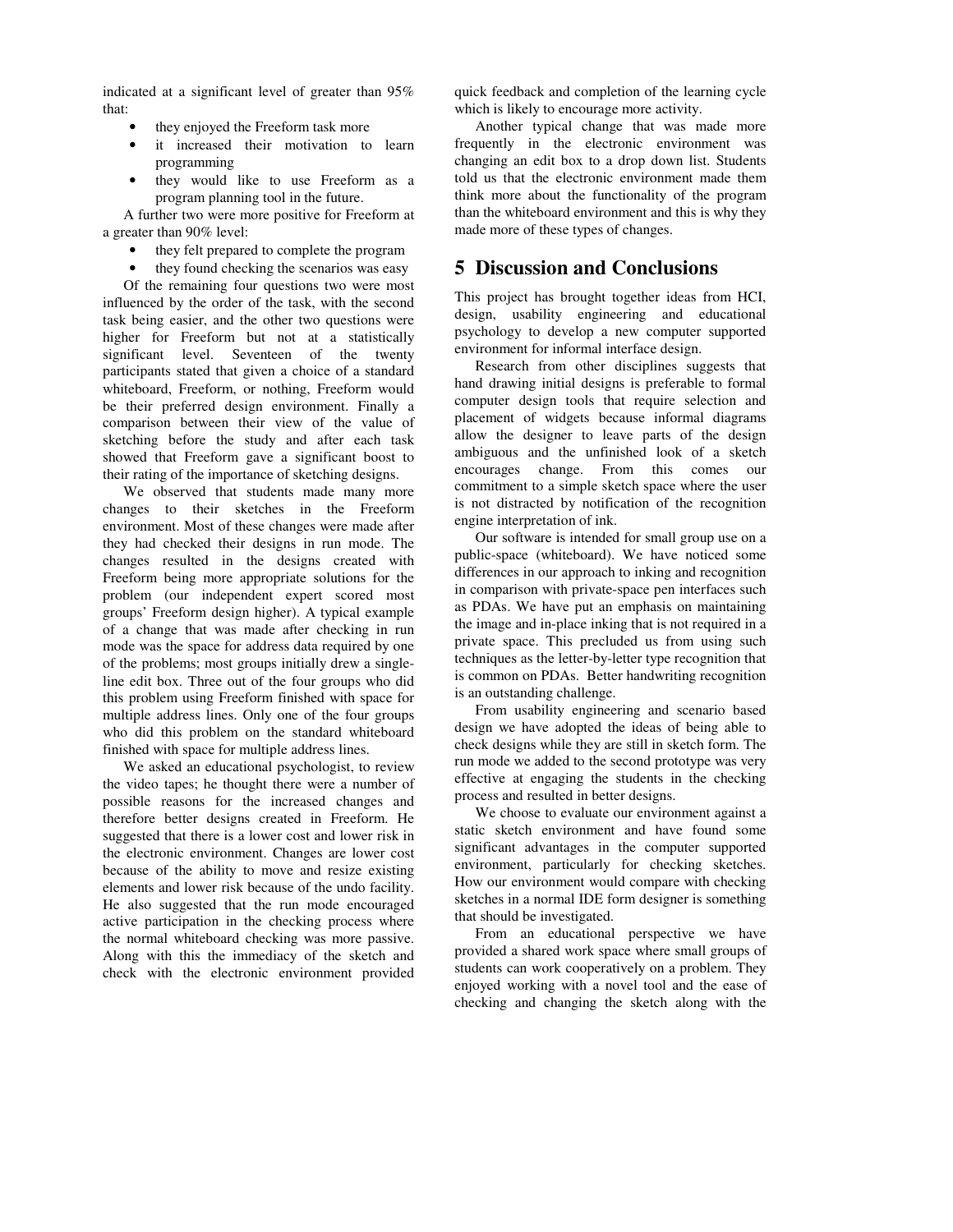indicated at a significant level of greater than 95% that:

- they enjoyed the Freeform task more
- it increased their motivation to learn programming
- they would like to use Freeform as a program planning tool in the future.

A further two were more positive for Freeform at a greater than 90% level:

- they felt prepared to complete the program
- they found checking the scenarios was easy

Of the remaining four questions two were most influenced by the order of the task, with the second task being easier, and the other two questions were higher for Freeform but not at a statistically significant level. Seventeen of the twenty participants stated that given a choice of a standard whiteboard, Freeform, or nothing, Freeform would be their preferred design environment. Finally a comparison between their view of the value of sketching before the study and after each task showed that Freeform gave a significant boost to their rating of the importance of sketching designs.

We observed that students made many more changes to their sketches in the Freeform environment. Most of these changes were made after they had checked their designs in run mode. The changes resulted in the designs created with Freeform being more appropriate solutions for the problem (our independent expert scored most groups' Freeform design higher). A typical example of a change that was made after checking in run mode was the space for address data required by one of the problems; most groups initially drew a single-line edit box. Three out of the four groups who did this problem using Freeform finished with space for multiple address lines. Only one of the four groups who did this problem on the standard whiteboard finished with space for multiple address lines.

We asked an educational psychologist, to review the video tapes; he thought there were a number of possible reasons for the increased changes and therefore better designs created in Freeform. He suggested that there is a lower cost and lower risk in the electronic environment. Changes are lower cost because of the ability to move and resize existing elements and lower risk because of the undo facility. He also suggested that the run mode encouraged active participation in the checking process where the normal whiteboard checking was more passive. Along with this the immediacy of the sketch and check with the electronic environment provided quick feedback and completion of the learning cycle which is likely to encourage more activity.

Another typical change that was made more frequently in the electronic environment was changing an edit box to a drop down list. Students told us that the electronic environment made them think more about the functionality of the program than the whiteboard environment and this is why they made more of these types of changes.

# 5 Discussion and Conclusions

This project has brought together ideas from HCI, design, usability engineering and educational psychology to develop a new computer supported environment for informal interface design.

Research from other disciplines suggests that hand drawing initial designs is preferable to formal computer design tools that require selection and placement of widgets because informal diagrams allow the designer to leave parts of the design ambiguous and the unfinished look of a sketch encourages change. From this comes our commitment to a simple sketch space where the user is not distracted by notification of the recognition engine interpretation of ink.

Our software is intended for small group use on a public-space (whiteboard). We have noticed some differences in our approach to inking and recognition in comparison with private-space pen interfaces such as PDAs. We have put an emphasis on maintaining the image and in-place inking that is not required in a private space. This precluded us from using such techniques as the letter-by-letter type recognition that is common on PDAs. Better handwriting recognition is an outstanding challenge.

From usability engineering and scenario based design we have adopted the ideas of being able to check designs while they are still in sketch form. The run mode we added to the second prototype was very effective at engaging the students in the checking process and resulted in better designs.

We choose to evaluate our environment against a static sketch environment and have found some significant advantages in the computer supported environment, particularly for checking sketches. How our environment would compare with checking sketches in a normal IDE form designer is something that should be investigated.

From an educational perspective we have provided a shared work space where small groups of students can work cooperatively on a problem. They enjoyed working with a novel tool and the ease of checking and changing the sketch along with the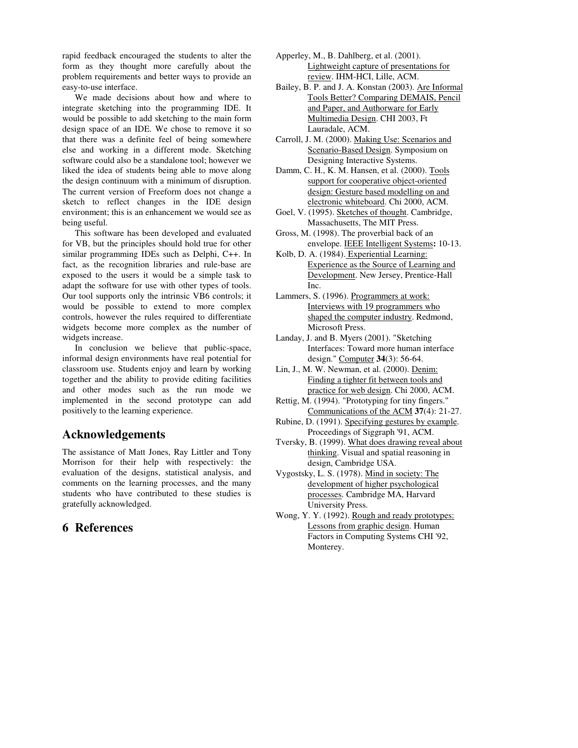rapid feedback encouraged the students to alter the form as they thought more carefully about the problem requirements and better ways to provide an easy-to-use interface.

We made decisions about how and where to integrate sketching into the programming IDE. It would be possible to add sketching to the main form design space of an IDE. We chose to remove it so that there was a definite feel of being somewhere else and working in a different mode. Sketching software could also be a standalone tool; however we liked the idea of students being able to move along the design continuum with a minimum of disruption. The current version of Freeform does not change a sketch to reflect changes in the IDE design environment; this is an enhancement we would see as being useful.

This software has been developed and evaluated for VB, but the principles should hold true for other similar programming IDEs such as Delphi, C++. In fact, as the recognition libraries and rule-base are exposed to the users it would be a simple task to adapt the software for use with other types of tools. Our tool supports only the intrinsic VB6 controls; it would be possible to extend to more complex controls, however the rules required to differentiate widgets become more complex as the number of widgets increase.

In conclusion we believe that public-space, informal design environments have real potential for classroom use. Students enjoy and learn by working together and the ability to provide editing facilities and other modes such as the run mode we implemented in the second prototype can add positively to the learning experience.

## Acknowledgements

The assistance of Matt Jones, Ray Littler and Tony Morrison for their help with respectively: the evaluation of the designs, statistical analysis, and comments on the learning processes, and the many students who have contributed to these studies is gratefully acknowledged.

## 6 References

Apperley, M., B. Dahlberg, et al. (2001). Lightweight capture of presentations for review. IHM-HCI, Lille, ACM.

Bailey, B. P. and J. A. Konstan (2003). Are Informal Tools Better? Comparing DEMAIS, Pencil and Paper, and Authorware for Early Multimedia Design. CHI 2003, Ft Lauradale, ACM.

Carroll, J. M. (2000). Making Use: Scenarios and Scenario-Based Design. Symposium on Designing Interactive Systems.

Damm, C. H., K. M. Hansen, et al. (2000). Tools support for cooperative object-oriented design: Gesture based modelling on and electronic whiteboard. Chi 2000, ACM.

Goel, V. (1995). Sketches of thought. Cambridge, Massachusetts, The MIT Press.

Gross, M. (1998). The proverbial back of an envelope. IEEE Intelligent Systems**:** 10-13.

Kolb, D. A. (1984). Experiential Learning: Experience as the Source of Learning and Development. New Jersey, Prentice-Hall Inc.

Lammers, S. (1996). Programmers at work: Interviews with 19 programmers who shaped the computer industry. Redmond, Microsoft Press.

Landay, J. and B. Myers (2001). "Sketching Interfaces: Toward more human interface design." Computer **34**(3): 56-64.

Lin, J., M. W. Newman, et al. (2000). Denim: Finding a tighter fit between tools and practice for web design. Chi 2000, ACM.

Rettig, M. (1994). "Prototyping for tiny fingers." Communications of the ACM **37**(4): 21-27.

Rubine, D. (1991). Specifying gestures by example. Proceedings of Siggraph '91, ACM.

Tversky, B. (1999). What does drawing reveal about thinking. Visual and spatial reasoning in design, Cambridge USA.

Vygostsky, L. S. (1978). Mind in society: The development of higher psychological processes. Cambridge MA, Harvard University Press.

Wong, Y. Y. (1992). Rough and ready prototypes: Lessons from graphic design. Human Factors in Computing Systems CHI '92, Monterey.